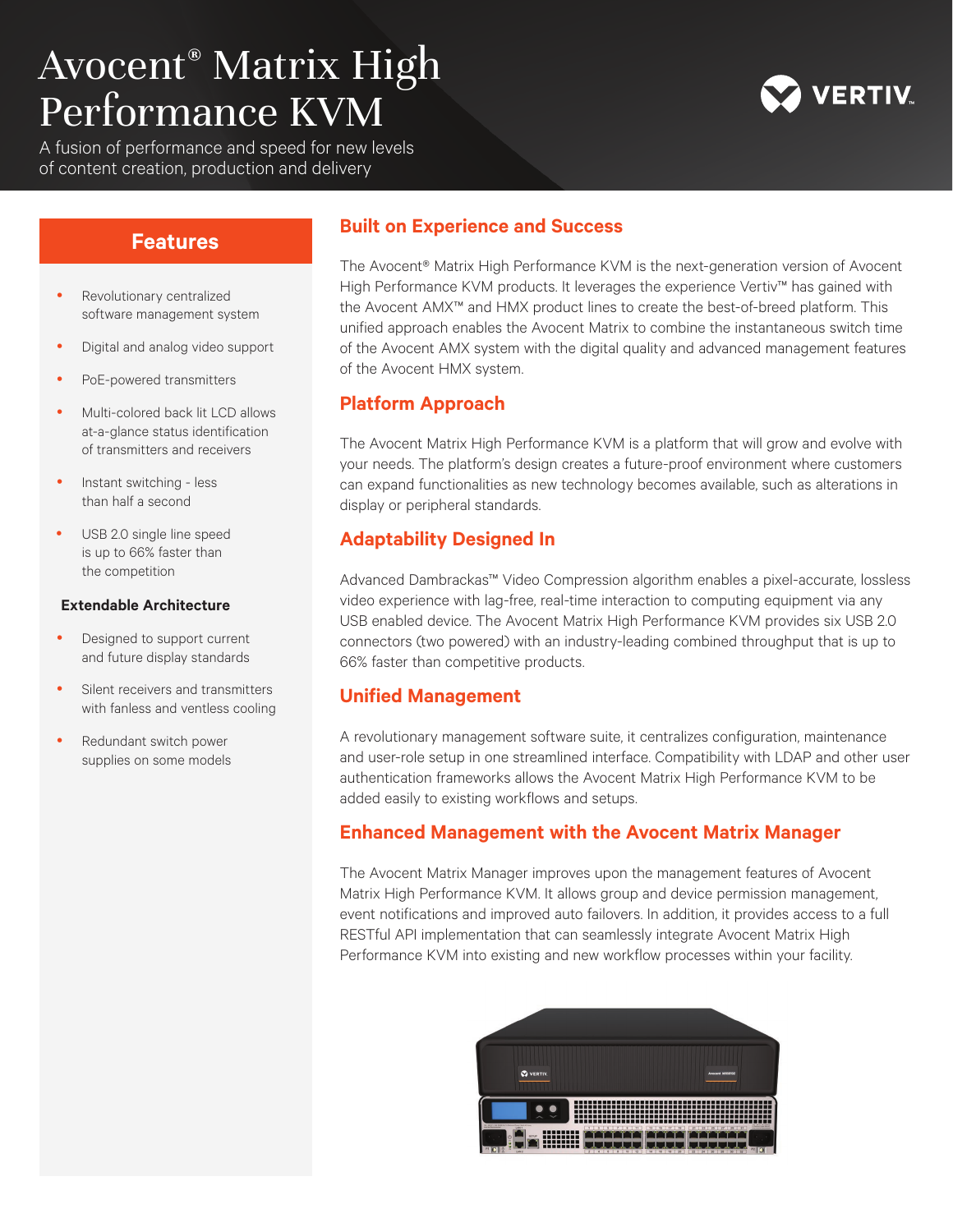# Avocent® Matrix High Performance KVM

A fusion of performance and speed for new levels of content creation, production and delivery

## Features

- Revolutionary centralized software management system
- Digital and analog video support
- PoE-powered transmitters
- Multi-colored back lit LCD allows at-a-glance status identification of transmitters and receivers
- Instant switching - less than half a second
- USB 2.0 single line speed is up to 66% faster than the competition

**Extendable Architecture**

- Designed to support current and future display standards
- Silent receivers and transmitters with fanless and ventless cooling
- Redundant switch power supplies on some models

## Built on Experience and Success

The Avocent® Matrix High Performance KVM is the next-generation version of Avocent High Performance KVM products. It leverages the experience Vertiv™ has gained with the Avocent AMX™ and HMX product lines to create the best-of-breed platform. This unified approach enables the Avocent Matrix to combine the instantaneous switch time of the Avocent AMX system with the digital quality and advanced management features of the Avocent HMX system.

## Platform Approach

The Avocent Matrix High Performance KVM is a platform that will grow and evolve with your needs. The platform's design creates a future-proof environment where customers can expand functionalities as new technology becomes available, such as alterations in display or peripheral standards.

## Adaptability Designed In

Advanced Dambrackas™ Video Compression algorithm enables a pixel-accurate, lossless video experience with lag-free, real-time interaction to computing equipment via any USB enabled device. The Avocent Matrix High Performance KVM provides six USB 2.0 connectors (two powered) with an industry-leading combined throughput that is up to 66% faster than competitive products.

## Unified Management

A revolutionary management software suite, it centralizes configuration, maintenance and user-role setup in one streamlined interface. Compatibility with LDAP and other user authentication frameworks allows the Avocent Matrix High Performance KVM to be added easily to existing workflows and setups.

## Enhanced Management with the Avocent Matrix Manager

The Avocent Matrix Manager improves upon the management features of Avocent Matrix High Performance KVM. It allows group and device permission management, event notifications and improved auto failovers. In addition, it provides access to a full RESTful API implementation that can seamlessly integrate Avocent Matrix High Performance KVM into existing and new workflow processes within your facility.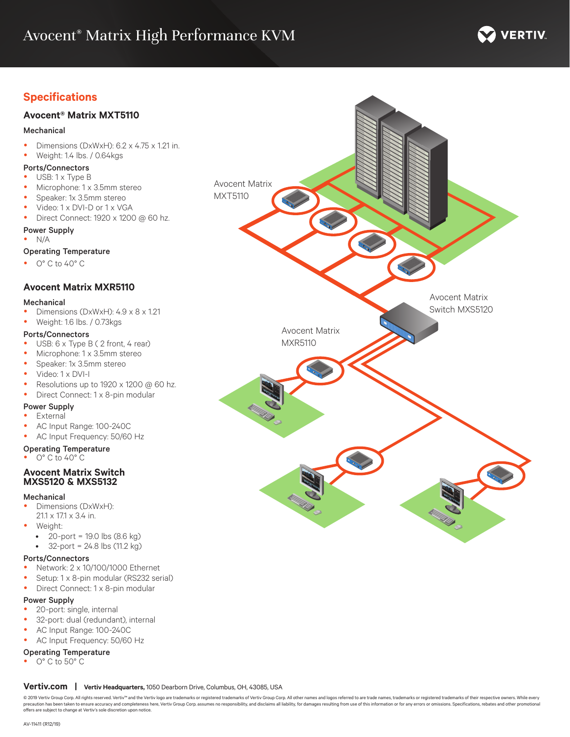# Avocent® Matrix High Performance KVM

## Specifications

### Avocent® Matrix MXT5110

**Mechanical**

- Dimensions (DxWxH): 6.2 x 4.75 x 1.21 in.
- Weight: 1.4 lbs. / 0.64kgs

**Ports/Connectors**

- USB: 1 x Type B
- Microphone: 1 x 3.5mm stereo
- Speaker: 1x 3.5mm stereo
- Video: 1 x DVI-D or 1 x VGA
- Direct Connect: 1920 x 1200 @ 60 hz.

**Power Supply**

- N/A

**Operating Temperature**

- O° C to 40° C

### Avocent Matrix MXR5110

**Mechanical**

- Dimensions (DxWxH): 4.9 x 8 x 1.21
- Weight: 1.6 lbs. / 0.73kgs

**Ports/Connectors**

- USB: 6 x Type B ( 2 front, 4 rear)
- Microphone: 1 x 3.5mm stereo
- Speaker: 1x 3.5mm stereo
- Video: 1 x DVI-I
- Resolutions up to 1920 x 1200 @ 60 hz.
- Direct Connect: 1 x 8-pin modular

**Power Supply**

- External
- AC Input Range: 100-240C
- AC Input Frequency: 50/60 Hz

**Operating Temperature**

- O° C to 40° C

### Avocent Matrix Switch MXS5120 & MXS5132

**Mechanical**

- Dimensions (DxWxH): 21.1 x 17.1 x 3.4 in.
- Weight:
  - 20-port = 19.0 lbs (8.6 kg)
  - 32-port = 24.8 lbs (11.2 kg)

**Ports/Connectors**

- Network: 2 x 10/100/1000 Ethernet
- Setup: 1 x 8-pin modular (RS232 serial)
- Direct Connect: 1 x 8-pin modular

**Power Supply**

- 20-port: single, internal
- 32-port: dual (redundant), internal
- AC Input Range: 100-240C
- AC Input Frequency: 50/60 Hz

**Operating Temperature**

- O° C to 50° C

Avocent Matrix MXT5110

Avocent Matrix Switch MXS5120

Avocent Matrix MXR5110

**Vertiv.com** | **Vertiv Headquarters,** 1050 Dearborn Drive, Columbus, OH, 43085, USA

© 2019 Vertiv Group Corp. All rights reserved. Vertiv™ and the Vertiv logo are trademarks or registered trademarks of Vertiv Group Corp. All other names and logos referred to are trade names, trademarks or registered trademarks of their respective owners. While every precaution has been taken to ensure accuracy and completeness here, Vertiv Group Corp. assumes no responsibility, and disclaims all liability, for damages resulting from use of this information or for any errors or omissions. Specifications, rebates and other promotional offers are subject to change at Vertiv's sole discretion upon notice.

AV-11411 (R12/19)